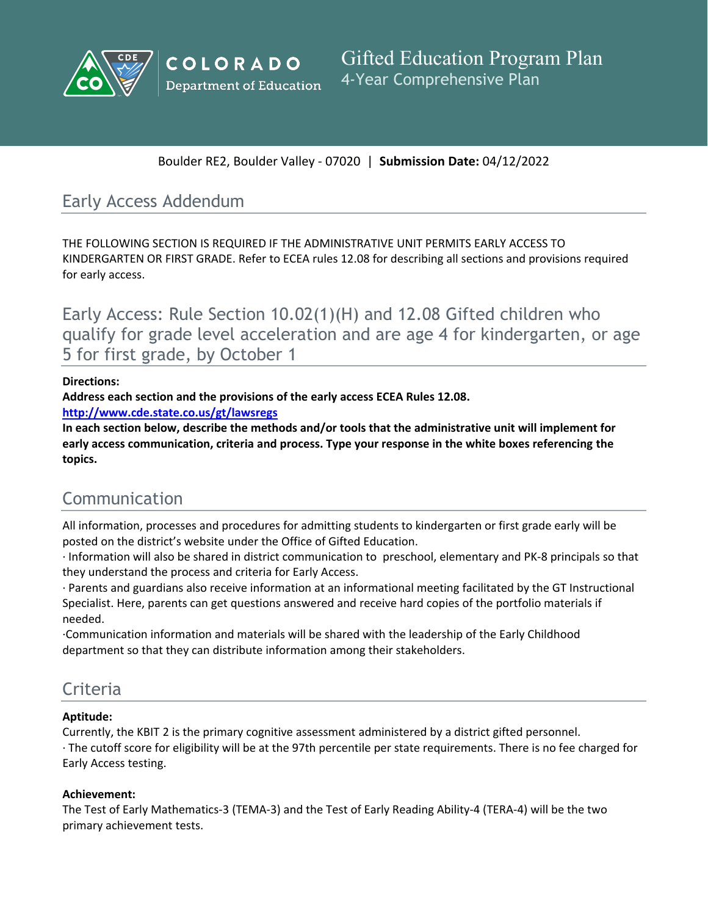# Gifted Education Program Plan

4-Year Comprehensive Plan

Boulder RE2, Boulder Valley - 07020 | **Submission Date:** 04/12/2022

## Early Access Addendum

THE FOLLOWING SECTION IS REQUIRED IF THE ADMINISTRATIVE UNIT PERMITS EARLY ACCESS TO KINDERGARTEN OR FIRST GRADE. Refer to ECEA rules 12.08 for describing all sections and provisions required for early access.

## Early Access: Rule Section 10.02(1)(H) and 12.08 Gifted children who qualify for grade level acceleration and are age 4 for kindergarten, or age 5 for first grade, by October 1

**Directions:**
**Address each section and the provisions of the early access ECEA Rules 12.08.**
**http://www.cde.state.co.us/gt/lawsregs**
**In each section below, describe the methods and/or tools that the administrative unit will implement for early access communication, criteria and process. Type your response in the white boxes referencing the topics.**

## Communication

All information, processes and procedures for admitting students to kindergarten or first grade early will be posted on the district's website under the Office of Gifted Education.
· Information will also be shared in district communication to preschool, elementary and PK-8 principals so that they understand the process and criteria for Early Access.
· Parents and guardians also receive information at an informational meeting facilitated by the GT Instructional Specialist. Here, parents can get questions answered and receive hard copies of the portfolio materials if needed.
·Communication information and materials will be shared with the leadership of the Early Childhood department so that they can distribute information among their stakeholders.

## Criteria

**Aptitude:**
Currently, the KBIT 2 is the primary cognitive assessment administered by a district gifted personnel.
· The cutoff score for eligibility will be at the 97th percentile per state requirements. There is no fee charged for Early Access testing.

**Achievement:**
The Test of Early Mathematics-3 (TEMA-3) and the Test of Early Reading Ability-4 (TERA-4) will be the two primary achievement tests.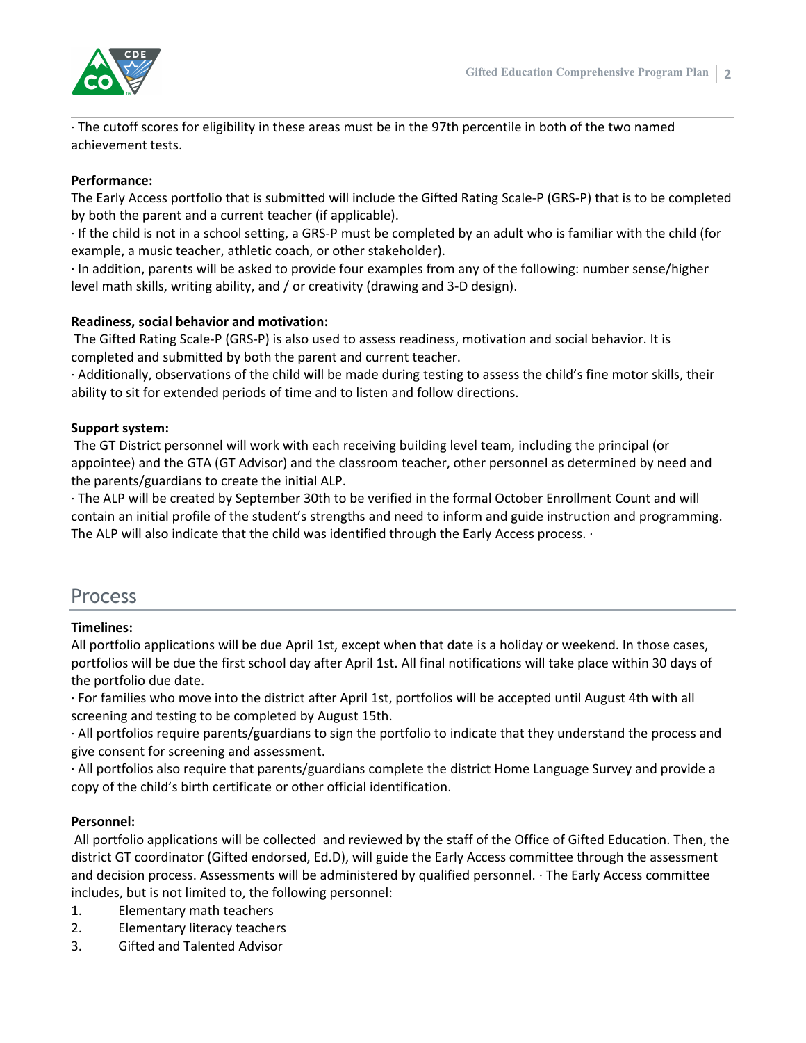· The cutoff scores for eligibility in these areas must be in the 97th percentile in both of the two named achievement tests.

**Performance:**
The Early Access portfolio that is submitted will include the Gifted Rating Scale-P (GRS-P) that is to be completed by both the parent and a current teacher (if applicable).
· If the child is not in a school setting, a GRS-P must be completed by an adult who is familiar with the child (for example, a music teacher, athletic coach, or other stakeholder).
· In addition, parents will be asked to provide four examples from any of the following: number sense/higher level math skills, writing ability, and / or creativity (drawing and 3-D design).

**Readiness, social behavior and motivation:**
The Gifted Rating Scale-P (GRS-P) is also used to assess readiness, motivation and social behavior. It is completed and submitted by both the parent and current teacher.
· Additionally, observations of the child will be made during testing to assess the child's fine motor skills, their ability to sit for extended periods of time and to listen and follow directions.

**Support system:**
The GT District personnel will work with each receiving building level team, including the principal (or appointee) and the GTA (GT Advisor) and the classroom teacher, other personnel as determined by need and the parents/guardians to create the initial ALP.
· The ALP will be created by September 30th to be verified in the formal October Enrollment Count and will contain an initial profile of the student's strengths and need to inform and guide instruction and programming. The ALP will also indicate that the child was identified through the Early Access process. ·

## Process

**Timelines:**
All portfolio applications will be due April 1st, except when that date is a holiday or weekend. In those cases, portfolios will be due the first school day after April 1st. All final notifications will take place within 30 days of the portfolio due date.
· For families who move into the district after April 1st, portfolios will be accepted until August 4th with all screening and testing to be completed by August 15th.
· All portfolios require parents/guardians to sign the portfolio to indicate that they understand the process and give consent for screening and assessment.
· All portfolios also require that parents/guardians complete the district Home Language Survey and provide a copy of the child's birth certificate or other official identification.

**Personnel:**
All portfolio applications will be collected and reviewed by the staff of the Office of Gifted Education. Then, the district GT coordinator (Gifted endorsed, Ed.D), will guide the Early Access committee through the assessment and decision process. Assessments will be administered by qualified personnel. · The Early Access committee includes, but is not limited to, the following personnel:

1. Elementary math teachers
2. Elementary literacy teachers
3. Gifted and Talented Advisor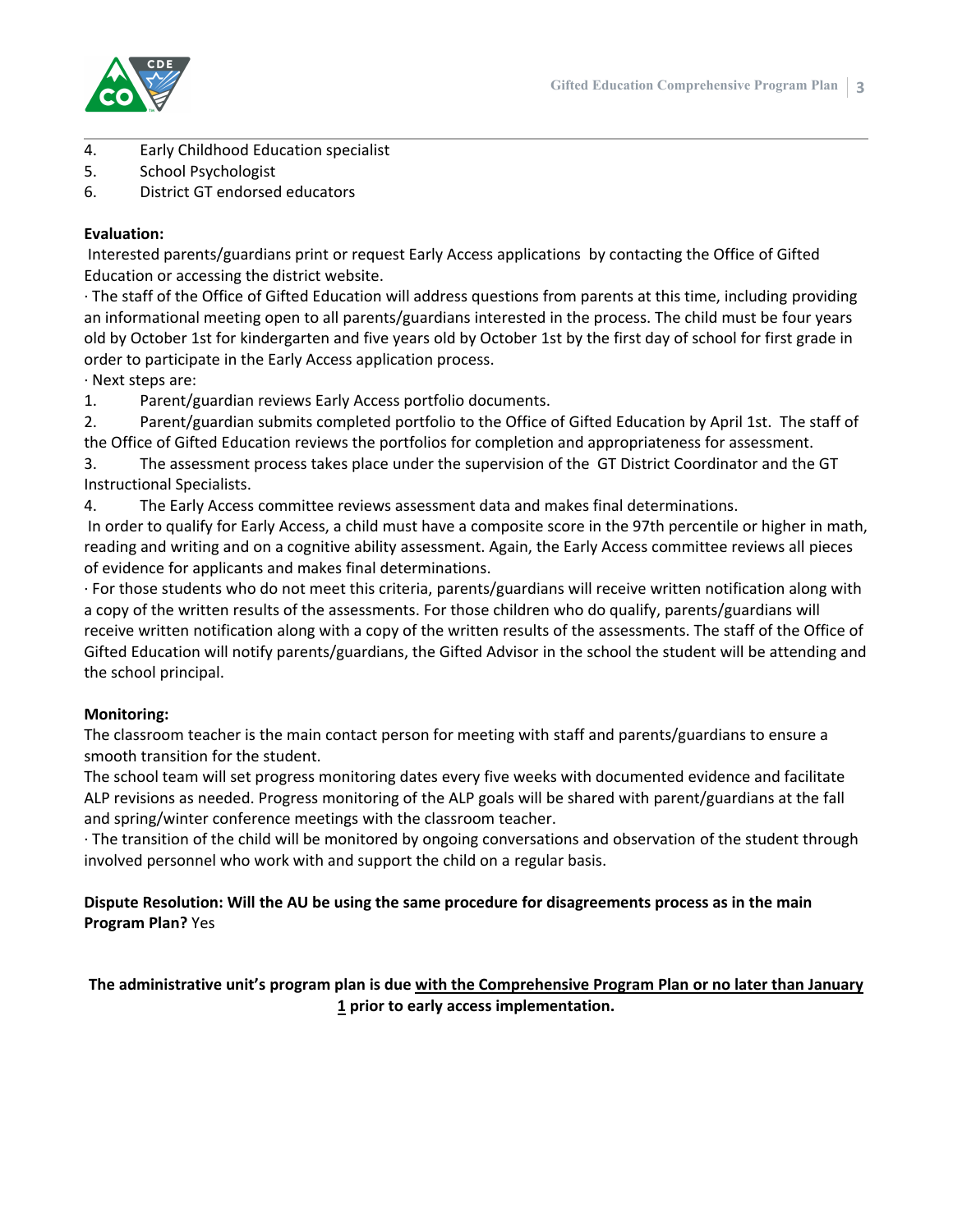4. Early Childhood Education specialist
5. School Psychologist
6. District GT endorsed educators

**Evaluation:**

Interested parents/guardians print or request Early Access applications by contacting the Office of Gifted Education or accessing the district website.

· The staff of the Office of Gifted Education will address questions from parents at this time, including providing an informational meeting open to all parents/guardians interested in the process. The child must be four years old by October 1st for kindergarten and five years old by October 1st by the first day of school for first grade in order to participate in the Early Access application process.

· Next steps are:

1. Parent/guardian reviews Early Access portfolio documents.
2. Parent/guardian submits completed portfolio to the Office of Gifted Education by April 1st. The staff of the Office of Gifted Education reviews the portfolios for completion and appropriateness for assessment.
3. The assessment process takes place under the supervision of the GT District Coordinator and the GT Instructional Specialists.
4. The Early Access committee reviews assessment data and makes final determinations.

In order to qualify for Early Access, a child must have a composite score in the 97th percentile or higher in math, reading and writing and on a cognitive ability assessment. Again, the Early Access committee reviews all pieces of evidence for applicants and makes final determinations.

· For those students who do not meet this criteria, parents/guardians will receive written notification along with a copy of the written results of the assessments. For those children who do qualify, parents/guardians will receive written notification along with a copy of the written results of the assessments. The staff of the Office of Gifted Education will notify parents/guardians, the Gifted Advisor in the school the student will be attending and the school principal.

**Monitoring:**

The classroom teacher is the main contact person for meeting with staff and parents/guardians to ensure a smooth transition for the student.

The school team will set progress monitoring dates every five weeks with documented evidence and facilitate ALP revisions as needed. Progress monitoring of the ALP goals will be shared with parent/guardians at the fall and spring/winter conference meetings with the classroom teacher.

· The transition of the child will be monitored by ongoing conversations and observation of the student through involved personnel who work with and support the child on a regular basis.

**Dispute Resolution: Will the AU be using the same procedure for disagreements process as in the main Program Plan?** Yes

**The administrative unit's program plan is due <u>with the Comprehensive Program Plan or no later than January 1</u> prior to early access implementation.**